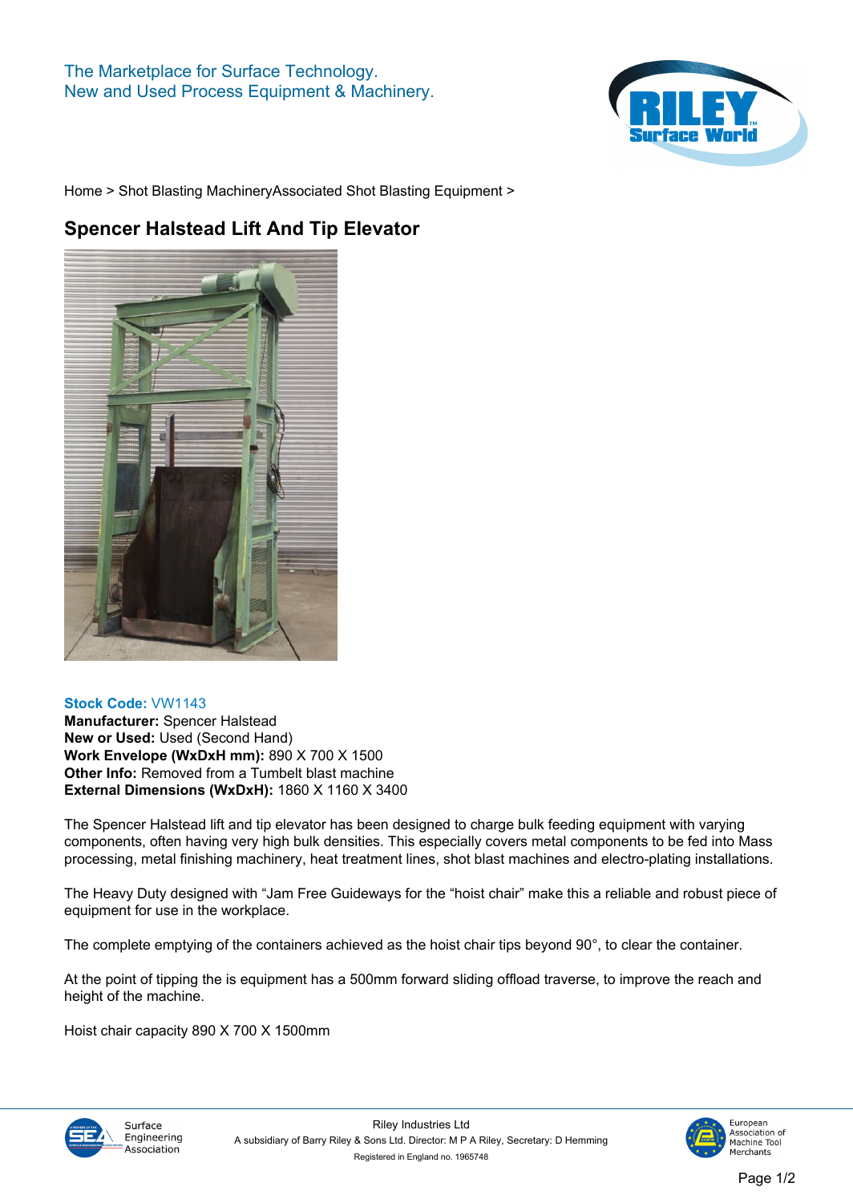The Marketplace for Surface Technology.
New and Used Process Equipment & Machinery.

Home > Shot Blasting MachineryAssociated Shot Blasting Equipment >

# Spencer Halstead Lift And Tip Elevator

**Stock Code:** VW1143
**Manufacturer:** Spencer Halstead
**New or Used:** Used (Second Hand)
**Work Envelope (WxDxH mm):** 890 X 700 X 1500
**Other Info:** Removed from a Tumbelt blast machine
**External Dimensions (WxDxH):** 1860 X 1160 X 3400

The Spencer Halstead lift and tip elevator has been designed to charge bulk feeding equipment with varying components, often having very high bulk densities. This especially covers metal components to be fed into Mass processing, metal finishing machinery, heat treatment lines, shot blast machines and electro-plating installations.

The Heavy Duty designed with "Jam Free Guideways for the "hoist chair" make this a reliable and robust piece of equipment for use in the workplace.

The complete emptying of the containers achieved as the hoist chair tips beyond 90°, to clear the container.

At the point of tipping the is equipment has a 500mm forward sliding offload traverse, to improve the reach and height of the machine.

Hoist chair capacity 890 X 700 X 1500mm

Surface Engineering Association

Riley Industries Ltd
A subsidiary of Barry Riley & Sons Ltd. Director: M P A Riley, Secretary: D Hemming
Registered in England no. 1965748

European Association of Machine Tool Merchants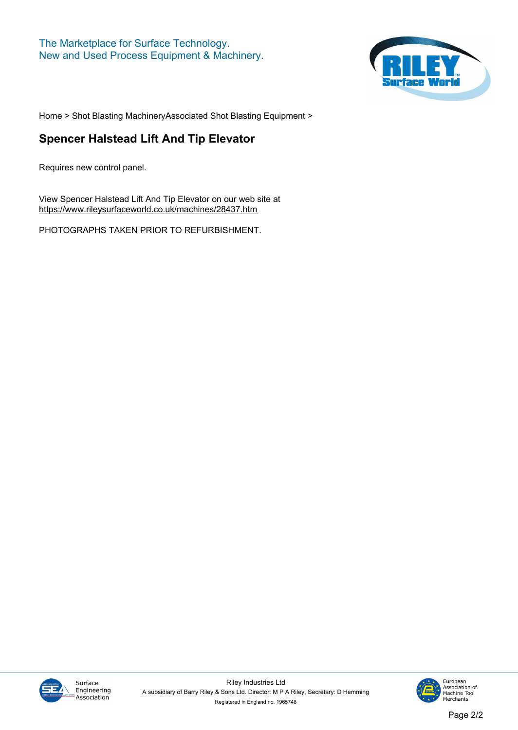The Marketplace for Surface Technology.
New and Used Process Equipment & Machinery.

Home > Shot Blasting MachineryAssociated Shot Blasting Equipment >

## Spencer Halstead Lift And Tip Elevator

Requires new control panel.

View Spencer Halstead Lift And Tip Elevator on our web site at
https://www.rileysurfaceworld.co.uk/machines/28437.htm

PHOTOGRAPHS TAKEN PRIOR TO REFURBISHMENT.

Riley Industries Ltd
A subsidiary of Barry Riley & Sons Ltd. Director: M P A Riley, Secretary: D Hemming
Registered in England no. 1965748